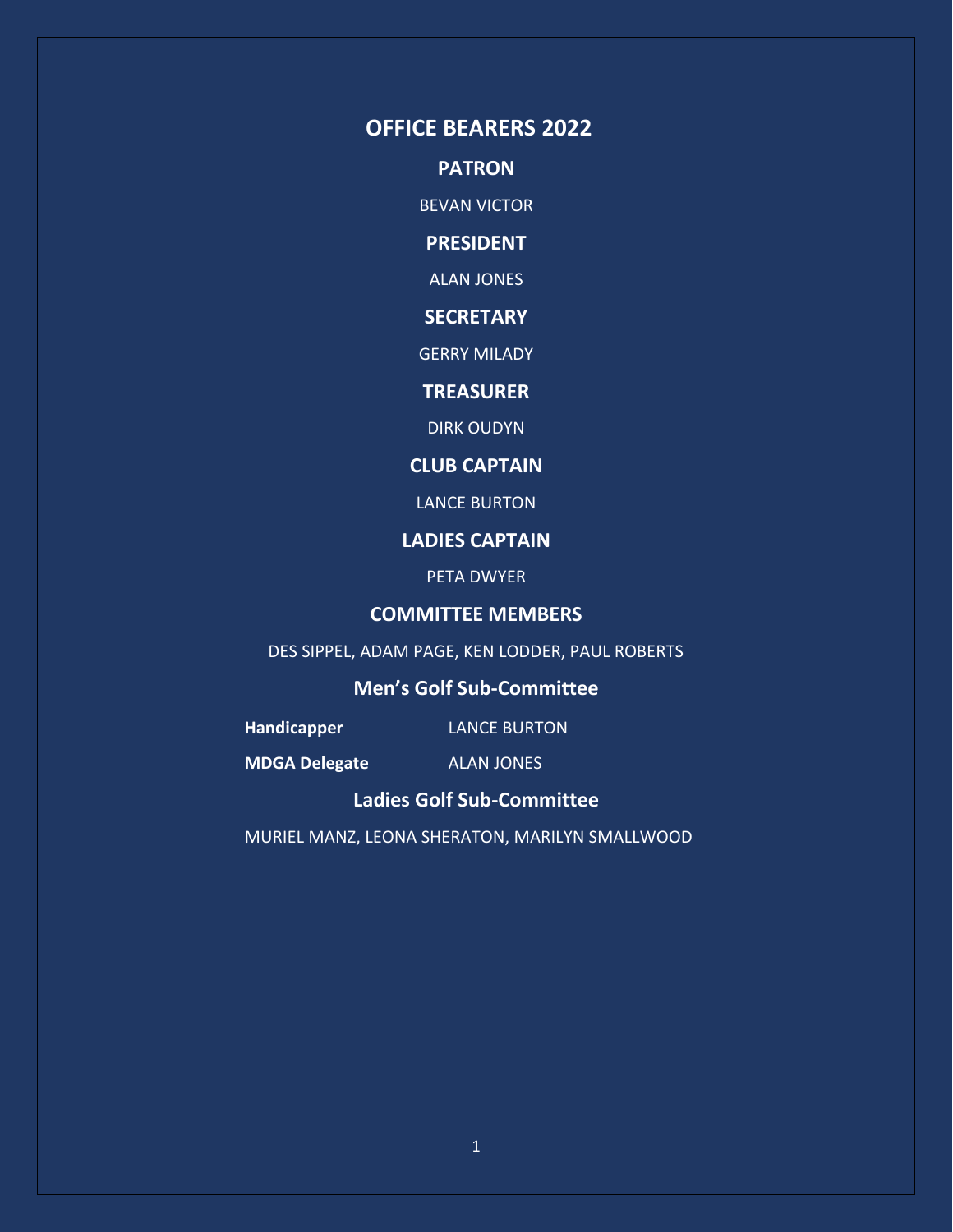# OFFICE BEARERS 2022

## PATRON

BEVAN VICTOR

## PRESIDENT

ALAN JONES

## SECRETARY

GERRY MILADY

## TREASURER

DIRK OUDYN

## CLUB CAPTAIN

LANCE BURTON

## LADIES CAPTAIN

PETA DWYER

## COMMITTEE MEMBERS

DES SIPPEL, ADAM PAGE, KEN LODDER, PAUL ROBERTS

## Men's Golf Sub-Committee

| | |
|---|---|
| **Handicapper** | LANCE BURTON |
| **MDGA Delegate** | ALAN JONES |

## Ladies Golf Sub-Committee

MURIEL MANZ, LEONA SHERATON, MARILYN SMALLWOOD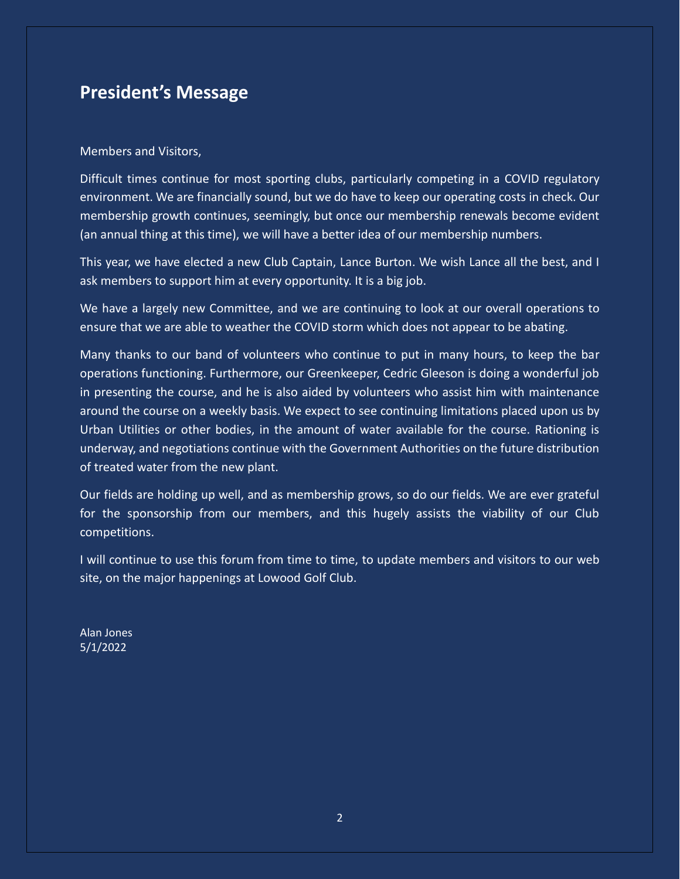## President's Message

Members and Visitors,

Difficult times continue for most sporting clubs, particularly competing in a COVID regulatory environment. We are financially sound, but we do have to keep our operating costs in check. Our membership growth continues, seemingly, but once our membership renewals become evident (an annual thing at this time), we will have a better idea of our membership numbers.

This year, we have elected a new Club Captain, Lance Burton. We wish Lance all the best, and I ask members to support him at every opportunity. It is a big job.

We have a largely new Committee, and we are continuing to look at our overall operations to ensure that we are able to weather the COVID storm which does not appear to be abating.

Many thanks to our band of volunteers who continue to put in many hours, to keep the bar operations functioning. Furthermore, our Greenkeeper, Cedric Gleeson is doing a wonderful job in presenting the course, and he is also aided by volunteers who assist him with maintenance around the course on a weekly basis. We expect to see continuing limitations placed upon us by Urban Utilities or other bodies, in the amount of water available for the course. Rationing is underway, and negotiations continue with the Government Authorities on the future distribution of treated water from the new plant.

Our fields are holding up well, and as membership grows, so do our fields. We are ever grateful for the sponsorship from our members, and this hugely assists the viability of our Club competitions.

I will continue to use this forum from time to time, to update members and visitors to our web site, on the major happenings at Lowood Golf Club.

Alan Jones
5/1/2022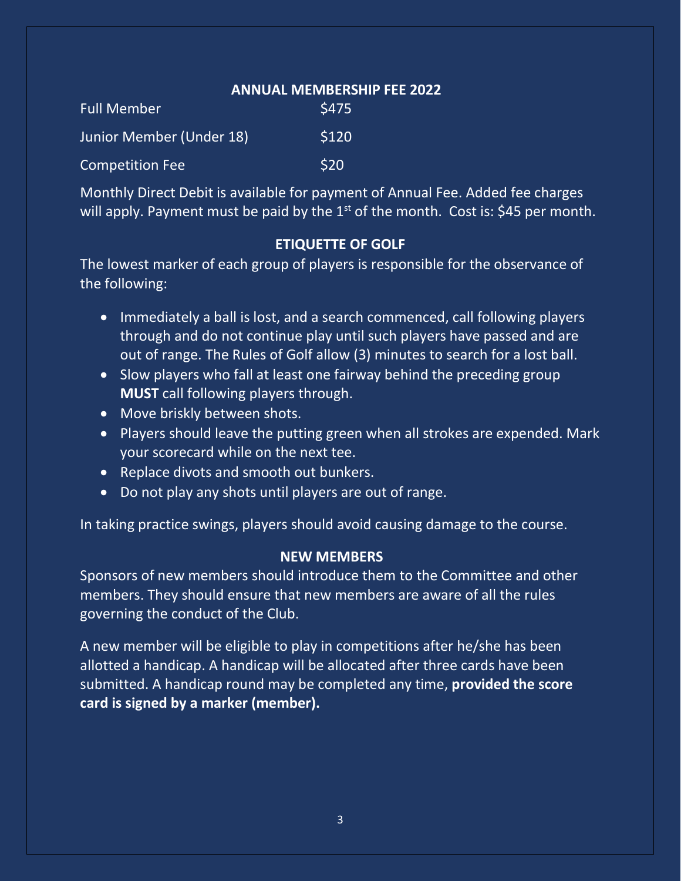## ANNUAL MEMBERSHIP FEE 2022

| | |
|---|---|
| Full Member | $475 |
| Junior Member (Under 18) | $120 |
| Competition Fee | $20 |

Monthly Direct Debit is available for payment of Annual Fee. Added fee charges will apply. Payment must be paid by the 1st of the month. Cost is: $45 per month.

## ETIQUETTE OF GOLF

The lowest marker of each group of players is responsible for the observance of the following:

- Immediately a ball is lost, and a search commenced, call following players through and do not continue play until such players have passed and are out of range. The Rules of Golf allow (3) minutes to search for a lost ball.
- Slow players who fall at least one fairway behind the preceding group **MUST** call following players through.
- Move briskly between shots.
- Players should leave the putting green when all strokes are expended. Mark your scorecard while on the next tee.
- Replace divots and smooth out bunkers.
- Do not play any shots until players are out of range.

In taking practice swings, players should avoid causing damage to the course.

## NEW MEMBERS

Sponsors of new members should introduce them to the Committee and other members. They should ensure that new members are aware of all the rules governing the conduct of the Club.

A new member will be eligible to play in competitions after he/she has been allotted a handicap. A handicap will be allocated after three cards have been submitted. A handicap round may be completed any time, **provided the score card is signed by a marker (member).**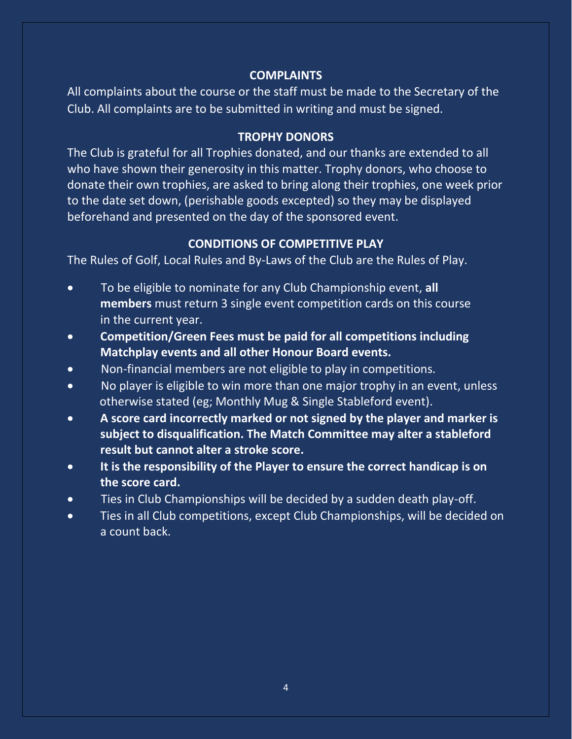## COMPLAINTS

All complaints about the course or the staff must be made to the Secretary of the Club. All complaints are to be submitted in writing and must be signed.

## TROPHY DONORS

The Club is grateful for all Trophies donated, and our thanks are extended to all who have shown their generosity in this matter. Trophy donors, who choose to donate their own trophies, are asked to bring along their trophies, one week prior to the date set down, (perishable goods excepted) so they may be displayed beforehand and presented on the day of the sponsored event.

## CONDITIONS OF COMPETITIVE PLAY

The Rules of Golf, Local Rules and By-Laws of the Club are the Rules of Play.

- To be eligible to nominate for any Club Championship event, **all members** must return 3 single event competition cards on this course in the current year.
- **Competition/Green Fees must be paid for all competitions including Matchplay events and all other Honour Board events.**
- Non-financial members are not eligible to play in competitions.
- No player is eligible to win more than one major trophy in an event, unless otherwise stated (eg; Monthly Mug & Single Stableford event).
- **A score card incorrectly marked or not signed by the player and marker is subject to disqualification. The Match Committee may alter a stableford result but cannot alter a stroke score.**
- **It is the responsibility of the Player to ensure the correct handicap is on the score card.**
- Ties in Club Championships will be decided by a sudden death play-off.
- Ties in all Club competitions, except Club Championships, will be decided on a count back.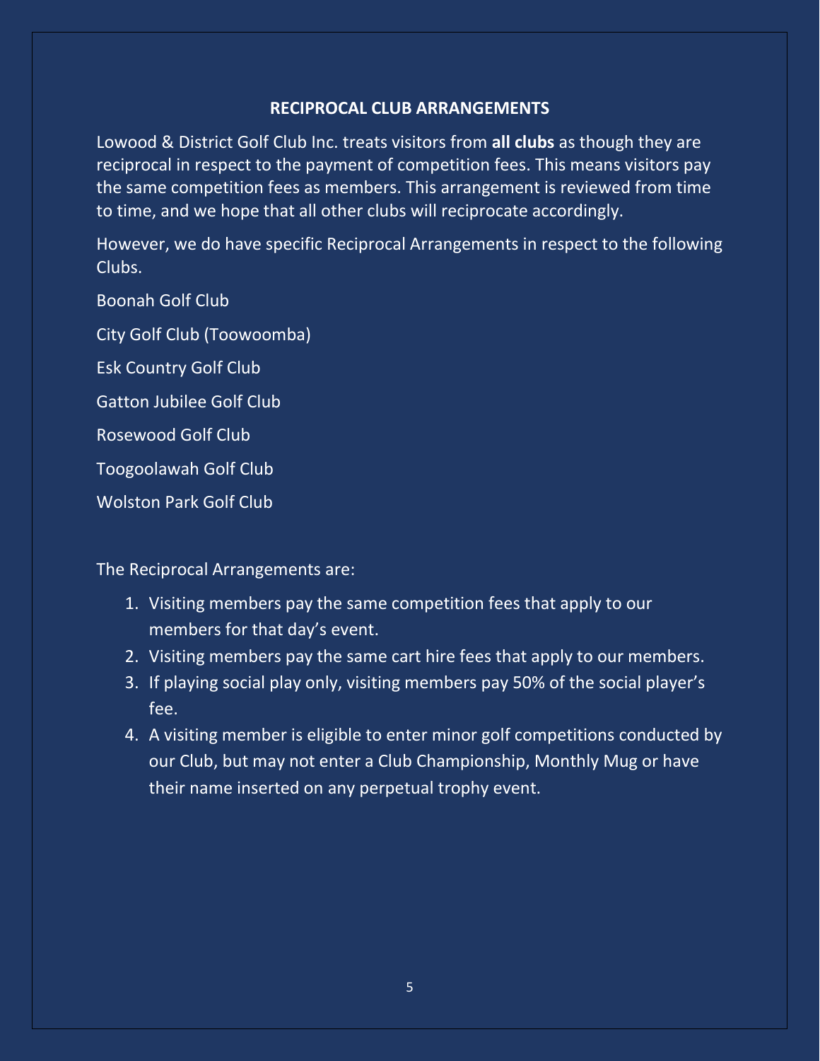## RECIPROCAL CLUB ARRANGEMENTS

Lowood & District Golf Club Inc. treats visitors from **all clubs** as though they are reciprocal in respect to the payment of competition fees. This means visitors pay the same competition fees as members. This arrangement is reviewed from time to time, and we hope that all other clubs will reciprocate accordingly.

However, we do have specific Reciprocal Arrangements in respect to the following Clubs.

Boonah Golf Club

City Golf Club (Toowoomba)

Esk Country Golf Club

Gatton Jubilee Golf Club

Rosewood Golf Club

Toogoolawah Golf Club

Wolston Park Golf Club

The Reciprocal Arrangements are:

1. Visiting members pay the same competition fees that apply to our members for that day's event.
2. Visiting members pay the same cart hire fees that apply to our members.
3. If playing social play only, visiting members pay 50% of the social player's fee.
4. A visiting member is eligible to enter minor golf competitions conducted by our Club, but may not enter a Club Championship, Monthly Mug or have their name inserted on any perpetual trophy event.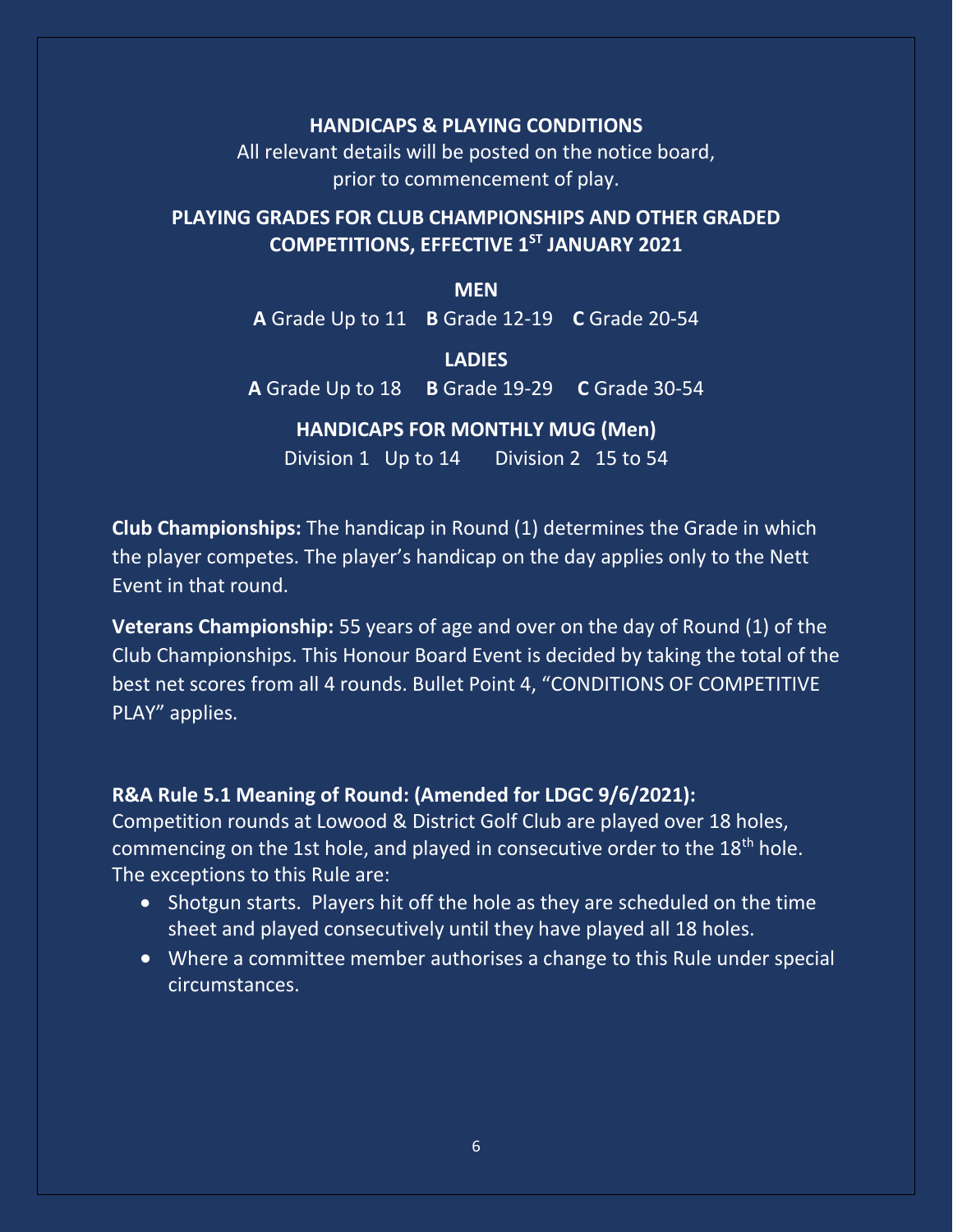## HANDICAPS & PLAYING CONDITIONS

All relevant details will be posted on the notice board, prior to commencement of play.

## PLAYING GRADES FOR CLUB CHAMPIONSHIPS AND OTHER GRADED COMPETITIONS, EFFECTIVE 1ST JANUARY 2021

### MEN

**A** Grade Up to 11 **B** Grade 12-19 **C** Grade 20-54

### LADIES

**A** Grade Up to 18 **B** Grade 19-29 **C** Grade 30-54

### HANDICAPS FOR MONTHLY MUG (Men)

Division 1 Up to 14 Division 2 15 to 54

**Club Championships:** The handicap in Round (1) determines the Grade in which the player competes. The player's handicap on the day applies only to the Nett Event in that round.

**Veterans Championship:** 55 years of age and over on the day of Round (1) of the Club Championships. This Honour Board Event is decided by taking the total of the best net scores from all 4 rounds. Bullet Point 4, "CONDITIONS OF COMPETITIVE PLAY" applies.

**R&A Rule 5.1 Meaning of Round: (Amended for LDGC 9/6/2021):**
Competition rounds at Lowood & District Golf Club are played over 18 holes, commencing on the 1st hole, and played in consecutive order to the 18th hole. The exceptions to this Rule are:

- Shotgun starts. Players hit off the hole as they are scheduled on the time sheet and played consecutively until they have played all 18 holes.
- Where a committee member authorises a change to this Rule under special circumstances.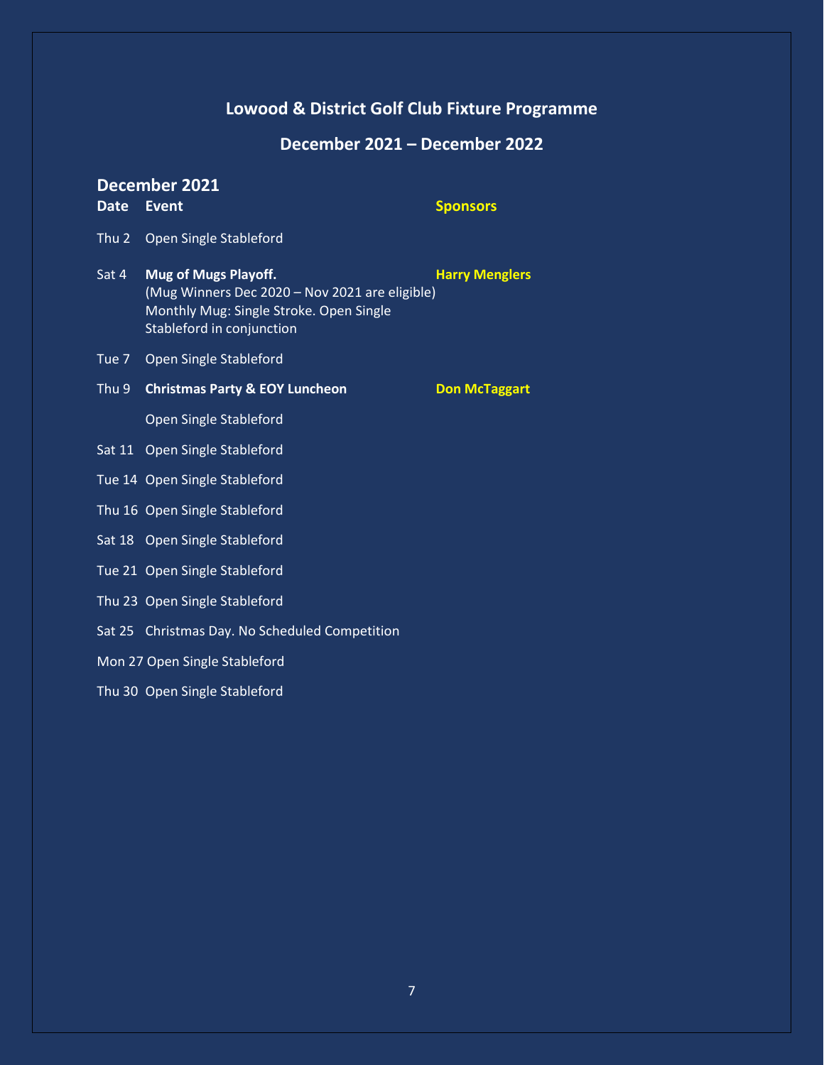## Lowood & District Golf Club Fixture Programme

## December 2021 – December 2022

### December 2021

| Date | Event | Sponsors |
|---|---|---|
| Thu 2 | Open Single Stableford | |
| Sat 4 | **Mug of Mugs Playoff.** (Mug Winners Dec 2020 – Nov 2021 are eligible) Monthly Mug: Single Stroke. Open Single Stableford in conjunction | **Harry Menglers** |
| Tue 7 | Open Single Stableford | |
| Thu 9 | **Christmas Party & EOY Luncheon** | **Don McTaggart** |
| | Open Single Stableford | |
| Sat 11 | Open Single Stableford | |
| Tue 14 | Open Single Stableford | |
| Thu 16 | Open Single Stableford | |
| Sat 18 | Open Single Stableford | |
| Tue 21 | Open Single Stableford | |
| Thu 23 | Open Single Stableford | |
| Sat 25 | Christmas Day. No Scheduled Competition | |
| Mon 27 | Open Single Stableford | |
| Thu 30 | Open Single Stableford | |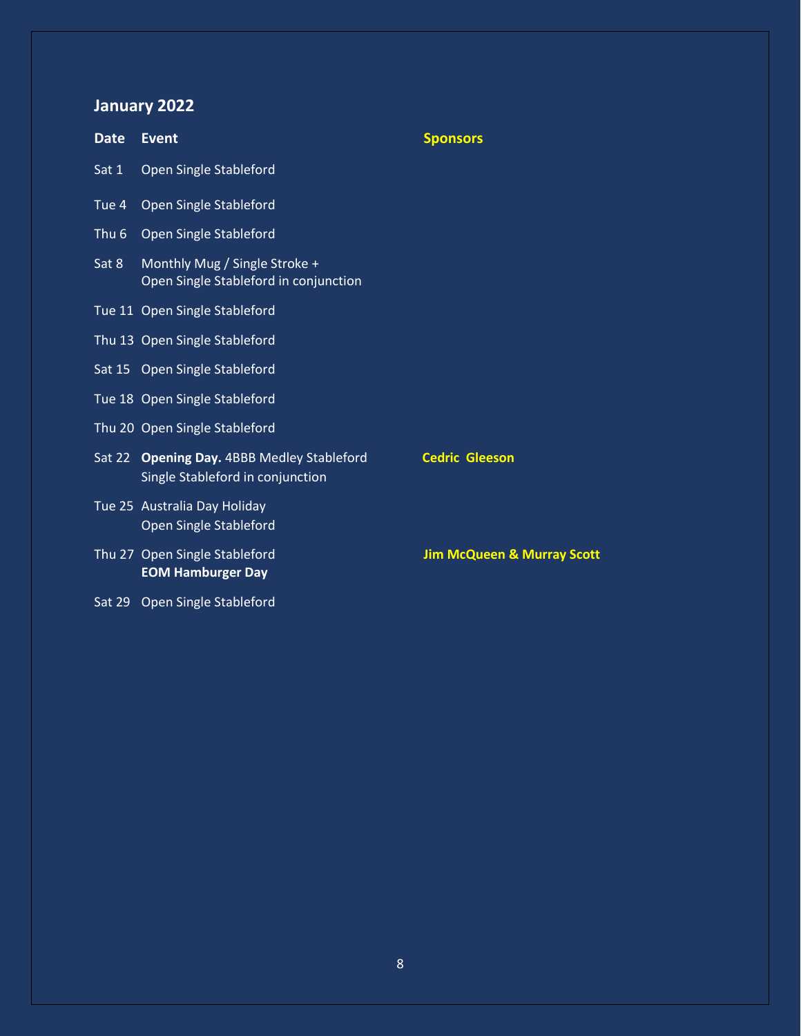## January 2022

| Date | Event | Sponsors |
| --- | --- | --- |
| Sat 1 | Open Single Stableford | |
| Tue 4 | Open Single Stableford | |
| Thu 6 | Open Single Stableford | |
| Sat 8 | Monthly Mug / Single Stroke + Open Single Stableford in conjunction | |
| Tue 11 | Open Single Stableford | |
| Thu 13 | Open Single Stableford | |
| Sat 15 | Open Single Stableford | |
| Tue 18 | Open Single Stableford | |
| Thu 20 | Open Single Stableford | |
| Sat 22 | **Opening Day.** 4BBB Medley Stableford Single Stableford in conjunction | **Cedric Gleeson** |
| Tue 25 | Australia Day Holiday Open Single Stableford | |
| Thu 27 | Open Single Stableford **EOM Hamburger Day** | **Jim McQueen & Murray Scott** |
| Sat 29 | Open Single Stableford | |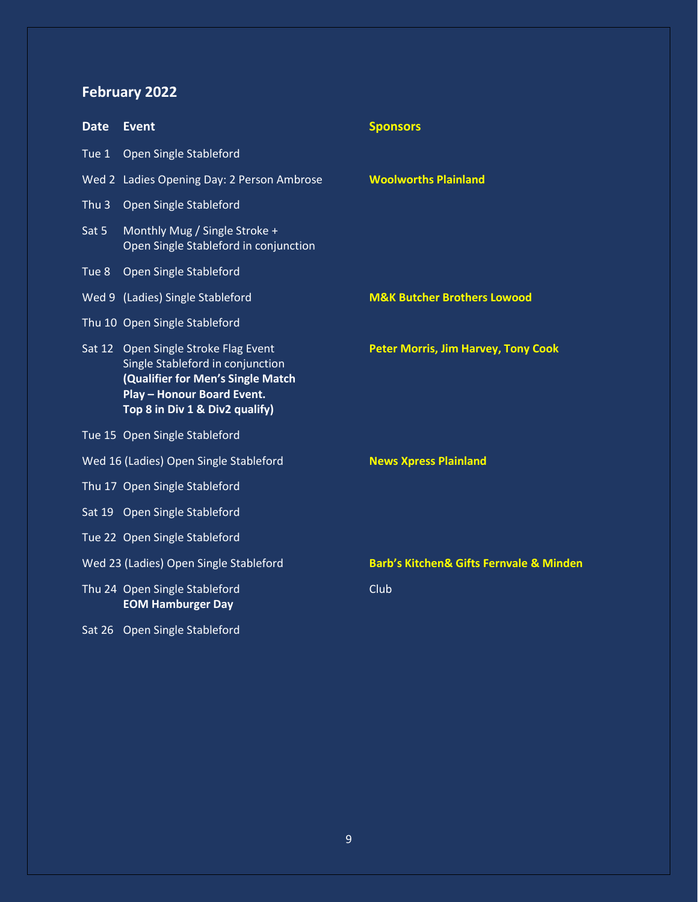## February 2022

| Date | Event | Sponsors |
| --- | --- | --- |
| Tue 1 | Open Single Stableford | |
| Wed 2 | Ladies Opening Day: 2 Person Ambrose | **Woolworths Plainland** |
| Thu 3 | Open Single Stableford | |
| Sat 5 | Monthly Mug / Single Stroke + Open Single Stableford in conjunction | |
| Tue 8 | Open Single Stableford | |
| Wed 9 | (Ladies) Single Stableford | **M&K Butcher Brothers Lowood** |
| Thu 10 | Open Single Stableford | |
| Sat 12 | Open Single Stroke Flag Event Single Stableford in conjunction **(Qualifier for Men's Single Match Play – Honour Board Event. Top 8 in Div 1 & Div2 qualify)** | **Peter Morris, Jim Harvey, Tony Cook** |
| Tue 15 | Open Single Stableford | |
| Wed 16 | (Ladies) Open Single Stableford | **News Xpress Plainland** |
| Thu 17 | Open Single Stableford | |
| Sat 19 | Open Single Stableford | |
| Tue 22 | Open Single Stableford | |
| Wed 23 | (Ladies) Open Single Stableford | **Barb's Kitchen& Gifts Fernvale & Minden** |
| Thu 24 | Open Single Stableford **EOM Hamburger Day** | Club |
| Sat 26 | Open Single Stableford | |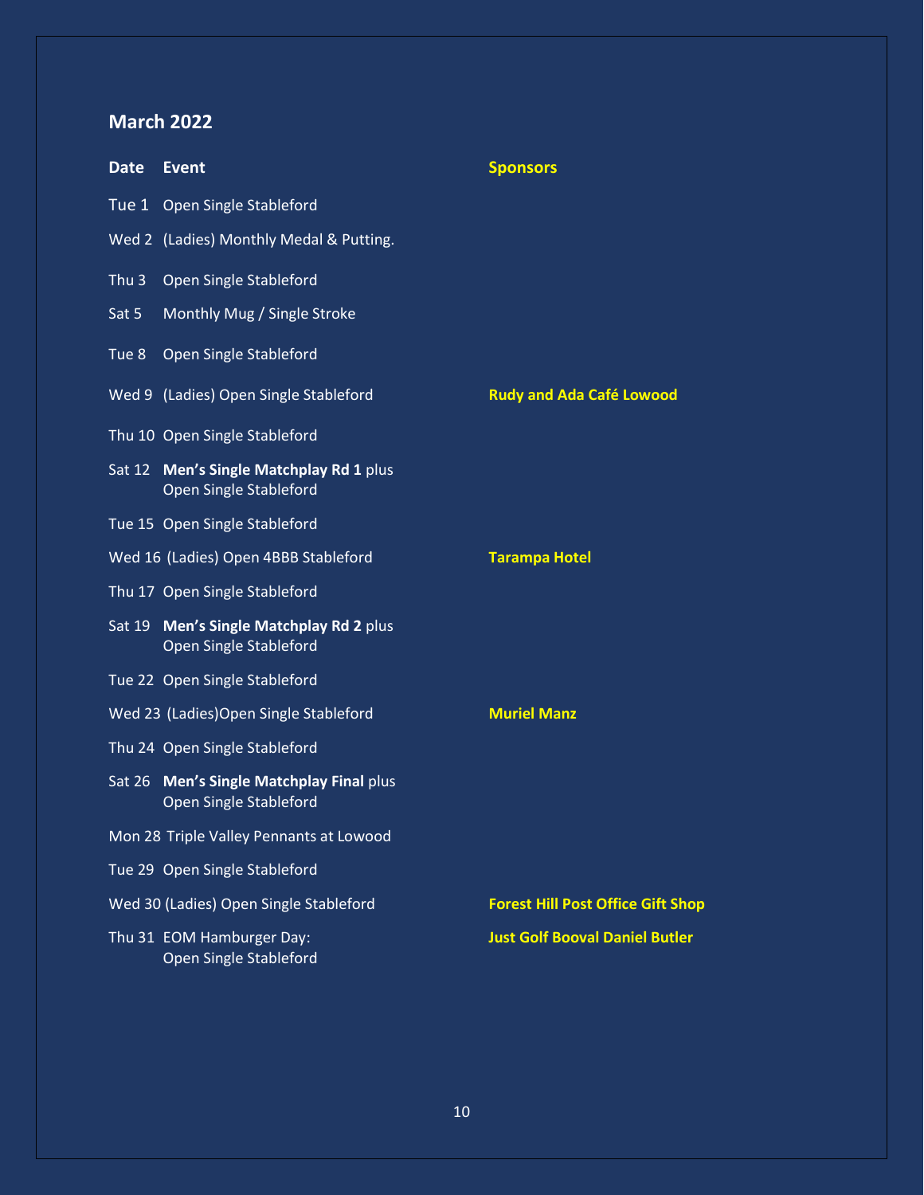## March 2022

| Date | Event | Sponsors |
|---|---|---|
| Tue 1 | Open Single Stableford | |
| Wed 2 | (Ladies) Monthly Medal & Putting. | |
| Thu 3 | Open Single Stableford | |
| Sat 5 | Monthly Mug / Single Stroke | |
| Tue 8 | Open Single Stableford | |
| Wed 9 | (Ladies) Open Single Stableford | **Rudy and Ada Café Lowood** |
| Thu 10 | Open Single Stableford | |
| Sat 12 | **Men's Single Matchplay Rd 1** plus Open Single Stableford | |
| Tue 15 | Open Single Stableford | |
| Wed 16 | (Ladies) Open 4BBB Stableford | **Tarampa Hotel** |
| Thu 17 | Open Single Stableford | |
| Sat 19 | **Men's Single Matchplay Rd 2** plus Open Single Stableford | |
| Tue 22 | Open Single Stableford | |
| Wed 23 | (Ladies)Open Single Stableford | **Muriel Manz** |
| Thu 24 | Open Single Stableford | |
| Sat 26 | **Men's Single Matchplay Final** plus Open Single Stableford | |
| Mon 28 | Triple Valley Pennants at Lowood | |
| Tue 29 | Open Single Stableford | |
| Wed 30 | (Ladies) Open Single Stableford | **Forest Hill Post Office Gift Shop** |
| Thu 31 | EOM Hamburger Day: Open Single Stableford | **Just Golf Booval Daniel Butler** |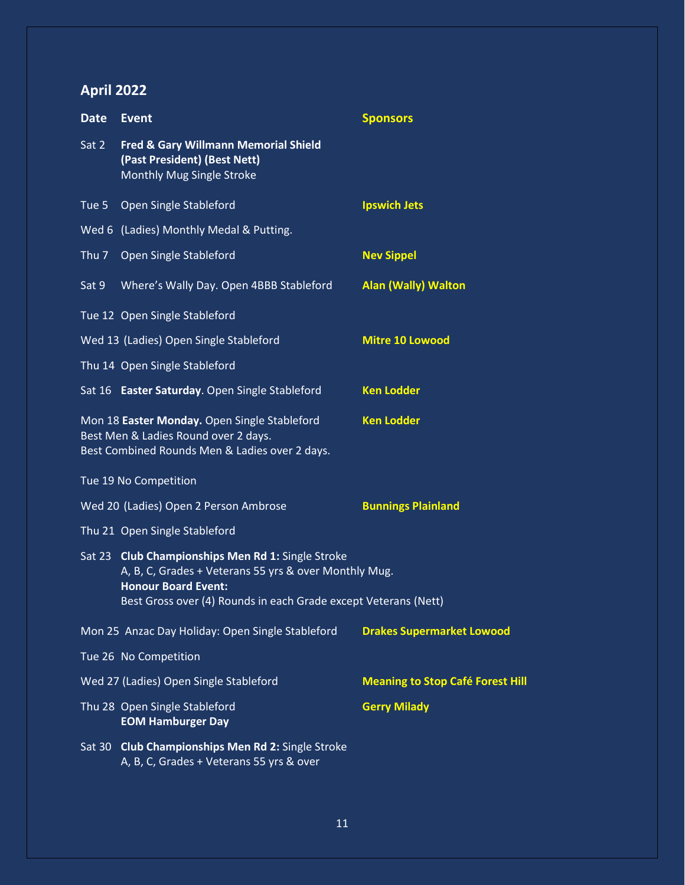## April 2022

| Date | Event | Sponsors |
|---|---|---|
| Sat 2 | **Fred & Gary Willmann Memorial Shield (Past President) (Best Nett)**<br>Monthly Mug Single Stroke | |
| Tue 5 | Open Single Stableford | **Ipswich Jets** |
| Wed 6 | (Ladies) Monthly Medal & Putting. | |
| Thu 7 | Open Single Stableford | **Nev Sippel** |
| Sat 9 | Where's Wally Day. Open 4BBB Stableford | **Alan (Wally) Walton** |
| Tue 12 | Open Single Stableford | |
| Wed 13 | (Ladies) Open Single Stableford | **Mitre 10 Lowood** |
| Thu 14 | Open Single Stableford | |
| Sat 16 | **Easter Saturday**. Open Single Stableford | **Ken Lodder** |
| Mon 18 | **Easter Monday.** Open Single Stableford<br>Best Men & Ladies Round over 2 days.<br>Best Combined Rounds Men & Ladies over 2 days. | **Ken Lodder** |
| Tue 19 | No Competition | |
| Wed 20 | (Ladies) Open 2 Person Ambrose | **Bunnings Plainland** |
| Thu 21 | Open Single Stableford | |
| Sat 23 | **Club Championships Men Rd 1:** Single Stroke<br>A, B, C, Grades + Veterans 55 yrs & over Monthly Mug.<br>**Honour Board Event:**<br>Best Gross over (4) Rounds in each Grade except Veterans (Nett) | |
| Mon 25 | Anzac Day Holiday: Open Single Stableford | **Drakes Supermarket Lowood** |
| Tue 26 | No Competition | |
| Wed 27 | (Ladies) Open Single Stableford | **Meaning to Stop Café Forest Hill** |
| Thu 28 | Open Single Stableford<br>**EOM Hamburger Day** | **Gerry Milady** |
| Sat 30 | **Club Championships Men Rd 2:** Single Stroke<br>A, B, C, Grades + Veterans 55 yrs & over | |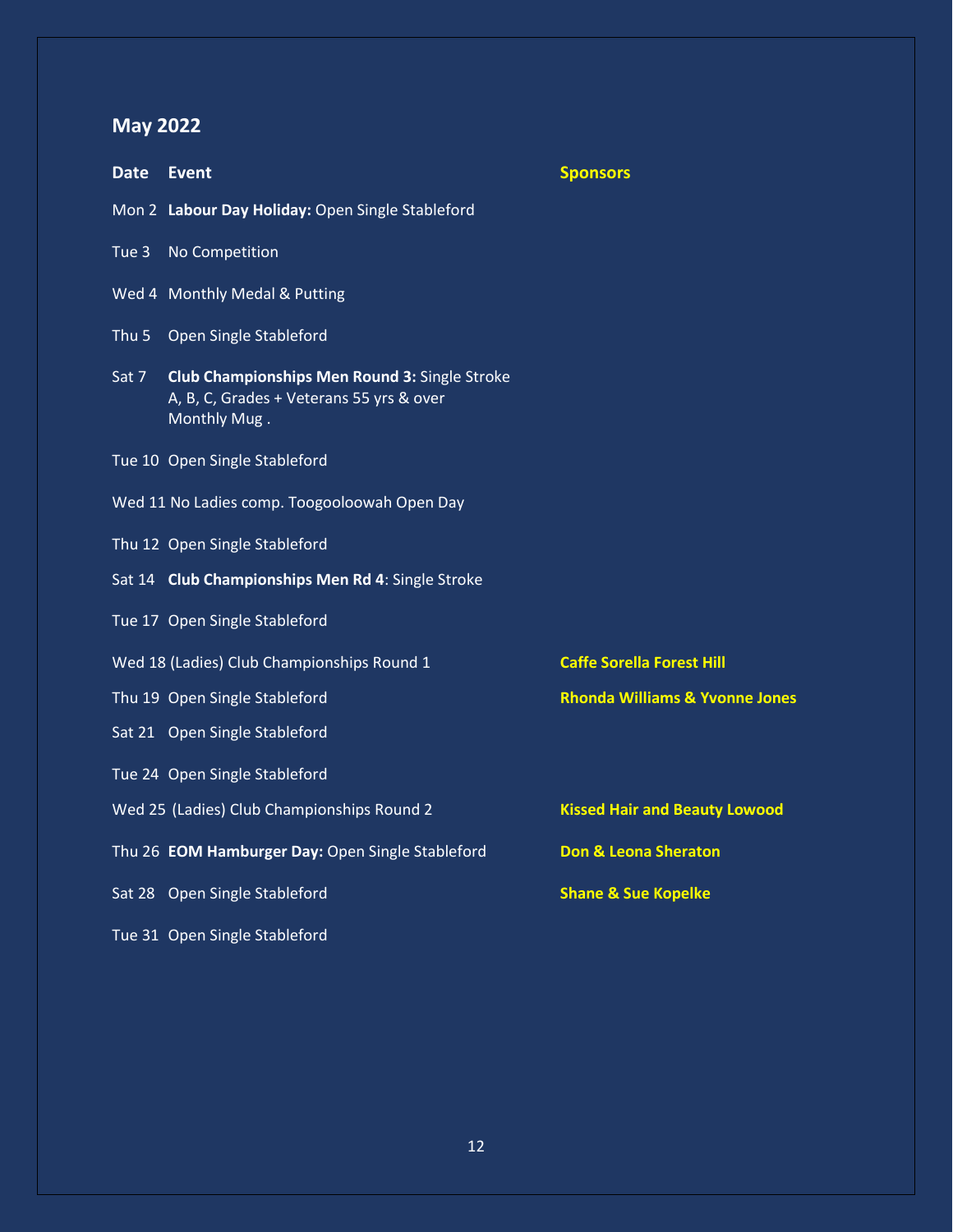## May 2022

| Date | Event | Sponsors |
| --- | --- | --- |
| Mon 2 | **Labour Day Holiday:** Open Single Stableford | |
| Tue 3 | No Competition | |
| Wed 4 | Monthly Medal & Putting | |
| Thu 5 | Open Single Stableford | |
| Sat 7 | **Club Championships Men Round 3:** Single Stroke A, B, C, Grades + Veterans 55 yrs & over Monthly Mug . | |
| Tue 10 | Open Single Stableford | |
| Wed 11 | No Ladies comp. Toogooloowah Open Day | |
| Thu 12 | Open Single Stableford | |
| Sat 14 | **Club Championships Men Rd 4**: Single Stroke | |
| Tue 17 | Open Single Stableford | |
| Wed 18 | (Ladies) Club Championships Round 1 | **Caffe Sorella Forest Hill** |
| Thu 19 | Open Single Stableford | **Rhonda Williams & Yvonne Jones** |
| Sat 21 | Open Single Stableford | |
| Tue 24 | Open Single Stableford | |
| Wed 25 | (Ladies) Club Championships Round 2 | **Kissed Hair and Beauty Lowood** |
| Thu 26 | **EOM Hamburger Day:** Open Single Stableford | **Don & Leona Sheraton** |
| Sat 28 | Open Single Stableford | **Shane & Sue Kopelke** |
| Tue 31 | Open Single Stableford | |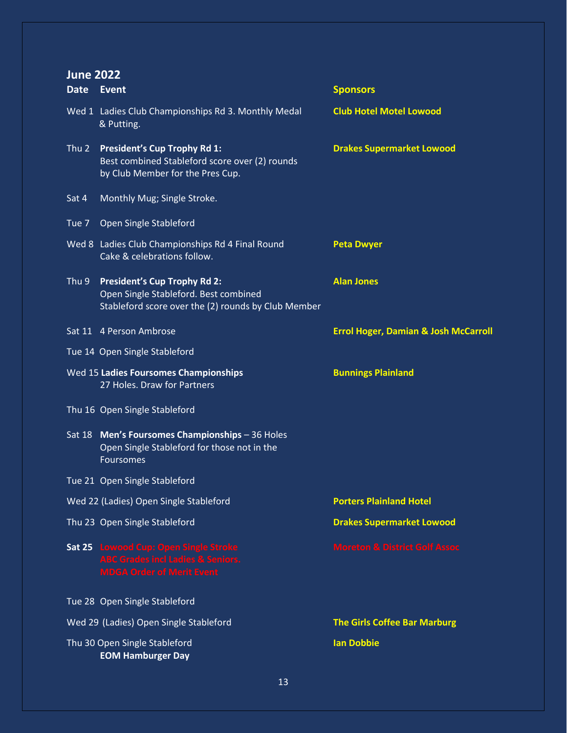## June 2022

| Date | Event | Sponsors |
|---|---|---|
| Wed 1 | Ladies Club Championships Rd 3. Monthly Medal & Putting. | **Club Hotel Motel Lowood** |
| Thu 2 | **President's Cup Trophy Rd 1:** Best combined Stableford score over (2) rounds by Club Member for the Pres Cup. | **Drakes Supermarket Lowood** |
| Sat 4 | Monthly Mug; Single Stroke. | |
| Tue 7 | Open Single Stableford | |
| Wed 8 | Ladies Club Championships Rd 4 Final Round Cake & celebrations follow. | **Peta Dwyer** |
| Thu 9 | **President's Cup Trophy Rd 2:** Open Single Stableford. Best combined Stableford score over the (2) rounds by Club Member | **Alan Jones** |
| Sat 11 | 4 Person Ambrose | **Errol Hoger, Damian & Josh McCarroll** |
| Tue 14 | Open Single Stableford | |
| Wed 15 | **Ladies Foursomes Championships** 27 Holes. Draw for Partners | **Bunnings Plainland** |
| Thu 16 | Open Single Stableford | |
| Sat 18 | **Men's Foursomes Championships** – 36 Holes Open Single Stableford for those not in the Foursomes | |
| Tue 21 | Open Single Stableford | |
| Wed 22 | (Ladies) Open Single Stableford | **Porters Plainland Hotel** |
| Thu 23 | Open Single Stableford | **Drakes Supermarket Lowood** |
| **Sat 25** | **Lowood Cup: Open Single Stroke ABC Grades incl Ladies & Seniors. MDGA Order of Merit Event** | **Moreton & District Golf Assoc** |
| Tue 28 | Open Single Stableford | |
| Wed 29 | (Ladies) Open Single Stableford | **The Girls Coffee Bar Marburg** |
| Thu 30 | Open Single Stableford **EOM Hamburger Day** | **Ian Dobbie** |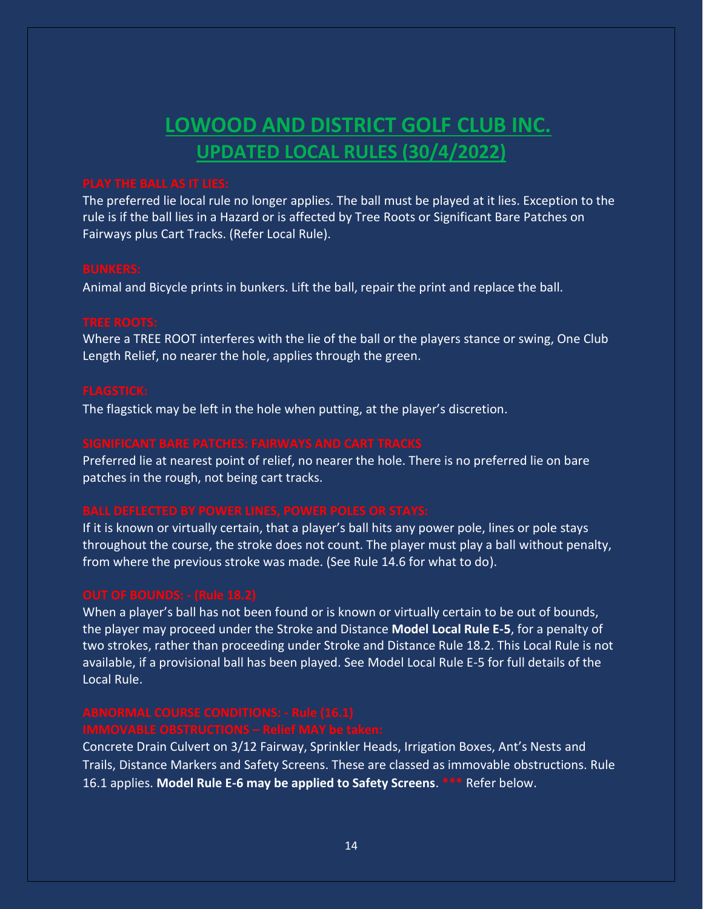# LOWOOD AND DISTRICT GOLF CLUB INC.

## UPDATED LOCAL RULES (30/4/2022)

### PLAY THE BALL AS IT LIES:

The preferred lie local rule no longer applies. The ball must be played at it lies. Exception to the rule is if the ball lies in a Hazard or is affected by Tree Roots or Significant Bare Patches on Fairways plus Cart Tracks. (Refer Local Rule).

### BUNKERS:

Animal and Bicycle prints in bunkers. Lift the ball, repair the print and replace the ball.

### TREE ROOTS:

Where a TREE ROOT interferes with the lie of the ball or the players stance or swing, One Club Length Relief, no nearer the hole, applies through the green.

### FLAGSTICK:

The flagstick may be left in the hole when putting, at the player's discretion.

### SIGNIFICANT BARE PATCHES: FAIRWAYS AND CART TRACKS

Preferred lie at nearest point of relief, no nearer the hole. There is no preferred lie on bare patches in the rough, not being cart tracks.

### BALL DEFLECTED BY POWER LINES, POWER POLES OR STAYS:

If it is known or virtually certain, that a player's ball hits any power pole, lines or pole stays throughout the course, the stroke does not count. The player must play a ball without penalty, from where the previous stroke was made. (See Rule 14.6 for what to do).

### OUT OF BOUNDS: - (Rule 18.2)

When a player's ball has not been found or is known or virtually certain to be out of bounds, the player may proceed under the Stroke and Distance **Model Local Rule E-5**, for a penalty of two strokes, rather than proceeding under Stroke and Distance Rule 18.2. This Local Rule is not available, if a provisional ball has been played. See Model Local Rule E-5 for full details of the Local Rule.

### ABNORMAL COURSE CONDITIONS: - Rule (16.1)
### IMMOVABLE OBSTRUCTIONS – Relief MAY be taken:

Concrete Drain Culvert on 3/12 Fairway, Sprinkler Heads, Irrigation Boxes, Ant's Nests and Trails, Distance Markers and Safety Screens. These are classed as immovable obstructions. Rule 16.1 applies. **Model Rule E-6 may be applied to Safety Screens**. *** Refer below.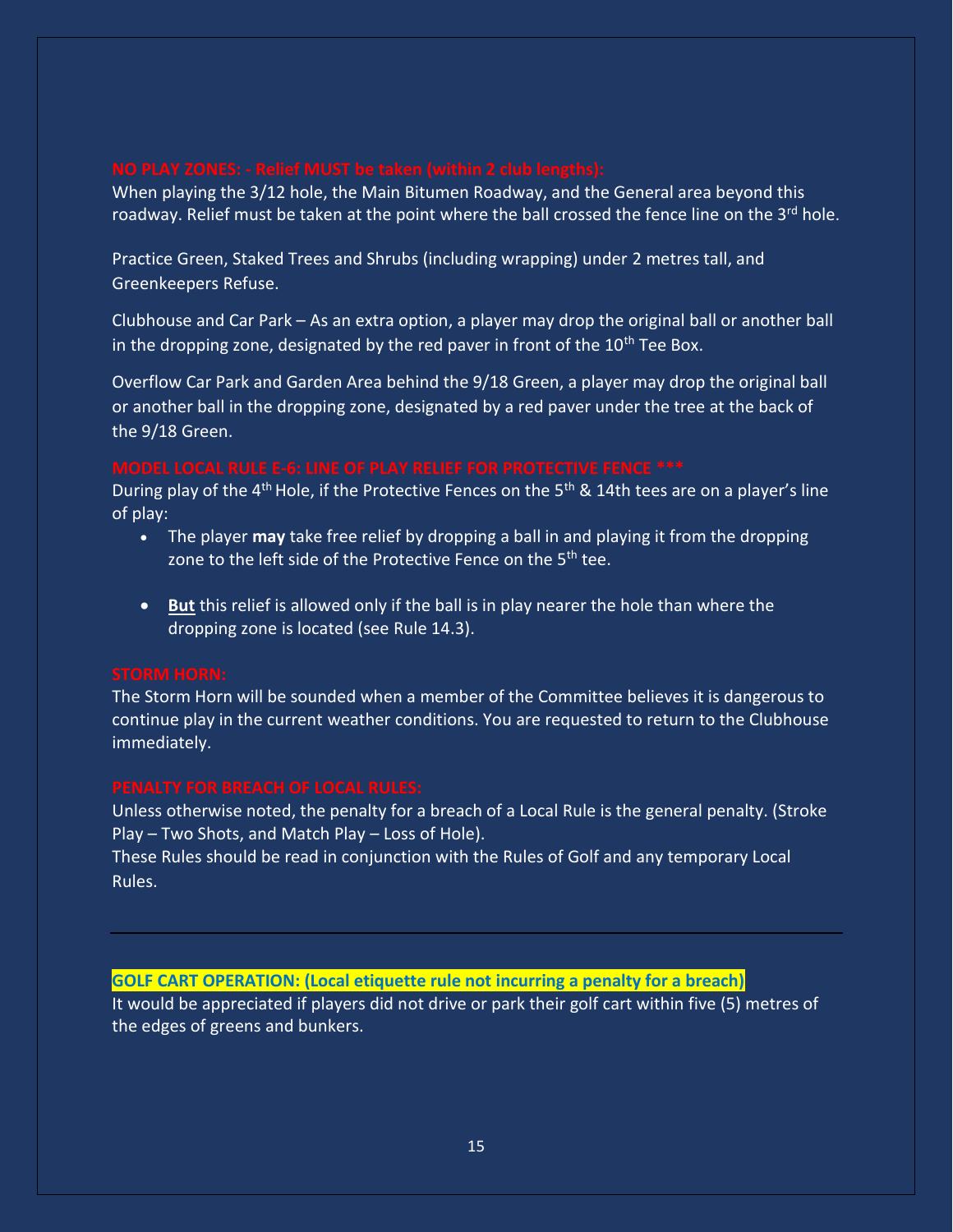## NO PLAY ZONES: - Relief MUST be taken (within 2 club lengths):

When playing the 3/12 hole, the Main Bitumen Roadway, and the General area beyond this roadway. Relief must be taken at the point where the ball crossed the fence line on the 3rd hole.

Practice Green, Staked Trees and Shrubs (including wrapping) under 2 metres tall, and Greenkeepers Refuse.

Clubhouse and Car Park – As an extra option, a player may drop the original ball or another ball in the dropping zone, designated by the red paver in front of the 10th Tee Box.

Overflow Car Park and Garden Area behind the 9/18 Green, a player may drop the original ball or another ball in the dropping zone, designated by a red paver under the tree at the back of the 9/18 Green.

## MODEL LOCAL RULE E-6: LINE OF PLAY RELIEF FOR PROTECTIVE FENCE ***

During play of the 4th Hole, if the Protective Fences on the 5th & 14th tees are on a player's line of play:

- The player **may** take free relief by dropping a ball in and playing it from the dropping zone to the left side of the Protective Fence on the 5th tee.
- **But** this relief is allowed only if the ball is in play nearer the hole than where the dropping zone is located (see Rule 14.3).

## STORM HORN:

The Storm Horn will be sounded when a member of the Committee believes it is dangerous to continue play in the current weather conditions. You are requested to return to the Clubhouse immediately.

## PENALTY FOR BREACH OF LOCAL RULES:

Unless otherwise noted, the penalty for a breach of a Local Rule is the general penalty. (Stroke Play – Two Shots, and Match Play – Loss of Hole).
These Rules should be read in conjunction with the Rules of Golf and any temporary Local Rules.

---

**GOLF CART OPERATION: (Local etiquette rule not incurring a penalty for a breach)**

It would be appreciated if players did not drive or park their golf cart within five (5) metres of the edges of greens and bunkers.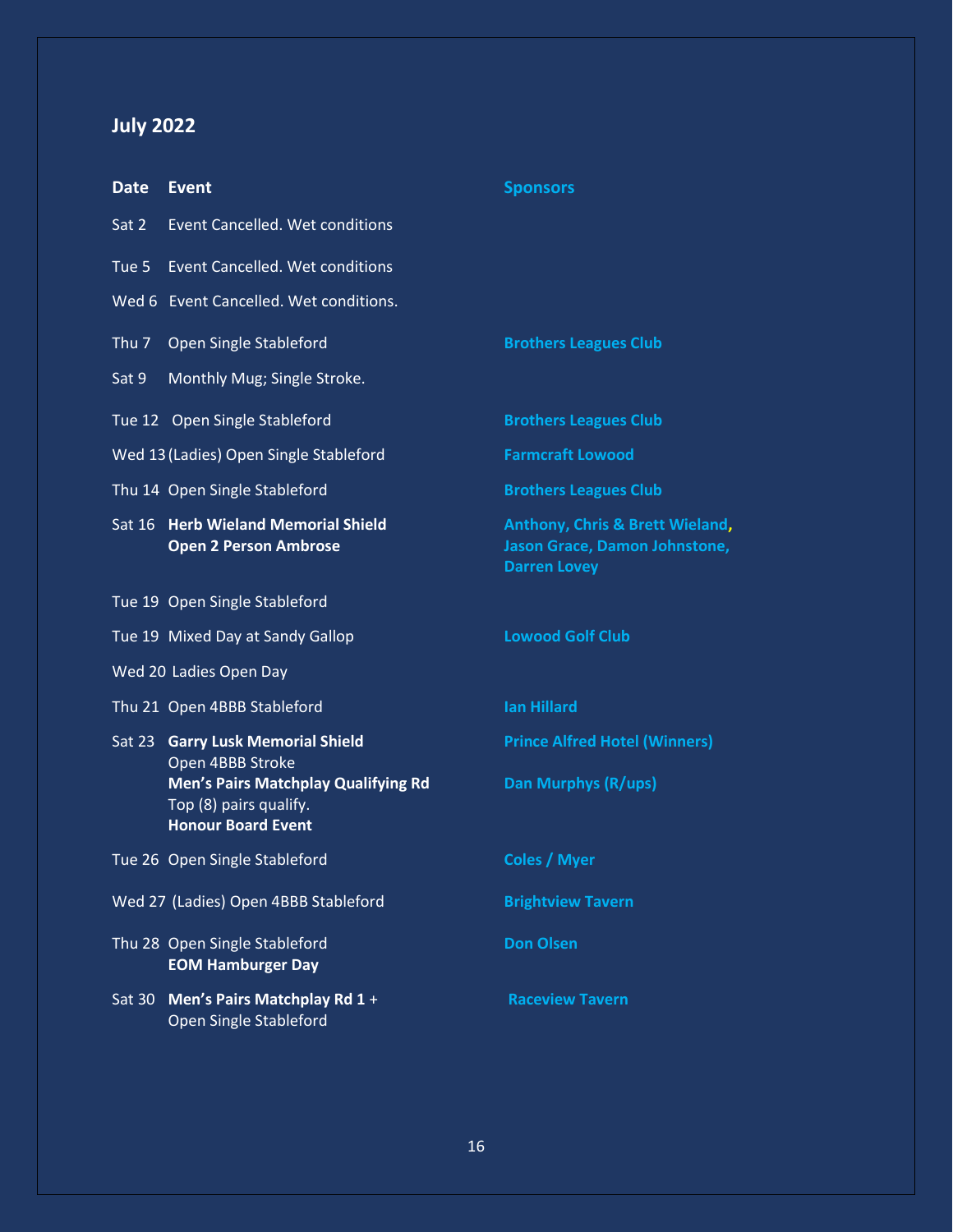## July 2022

| Date | Event | Sponsors |
|---|---|---|
| Sat 2 | Event Cancelled. Wet conditions | |
| Tue 5 | Event Cancelled. Wet conditions | |
| Wed 6 | Event Cancelled. Wet conditions. | |
| Thu 7 | Open Single Stableford | **Brothers Leagues Club** |
| Sat 9 | Monthly Mug; Single Stroke. | |
| Tue 12 | Open Single Stableford | **Brothers Leagues Club** |
| Wed 13 | (Ladies) Open Single Stableford | **Farmcraft Lowood** |
| Thu 14 | Open Single Stableford | **Brothers Leagues Club** |
| Sat 16 | **Herb Wieland Memorial Shield**<br>**Open 2 Person Ambrose** | **Anthony, Chris & Brett Wieland, Jason Grace, Damon Johnstone, Darren Lovey** |
| Tue 19 | Open Single Stableford | |
| Tue 19 | Mixed Day at Sandy Gallop | **Lowood Golf Club** |
| Wed 20 | Ladies Open Day | |
| Thu 21 | Open 4BBB Stableford | **Ian Hillard** |
| Sat 23 | **Garry Lusk Memorial Shield**<br>Open 4BBB Stroke<br>**Men's Pairs Matchplay Qualifying Rd**<br>Top (8) pairs qualify.<br>**Honour Board Event** | **Prince Alfred Hotel (Winners)**<br>**Dan Murphys (R/ups)** |
| Tue 26 | Open Single Stableford | **Coles / Myer** |
| Wed 27 | (Ladies) Open 4BBB Stableford | **Brightview Tavern** |
| Thu 28 | Open Single Stableford<br>**EOM Hamburger Day** | **Don Olsen** |
| Sat 30 | **Men's Pairs Matchplay Rd 1** +<br>Open Single Stableford | **Raceview Tavern** |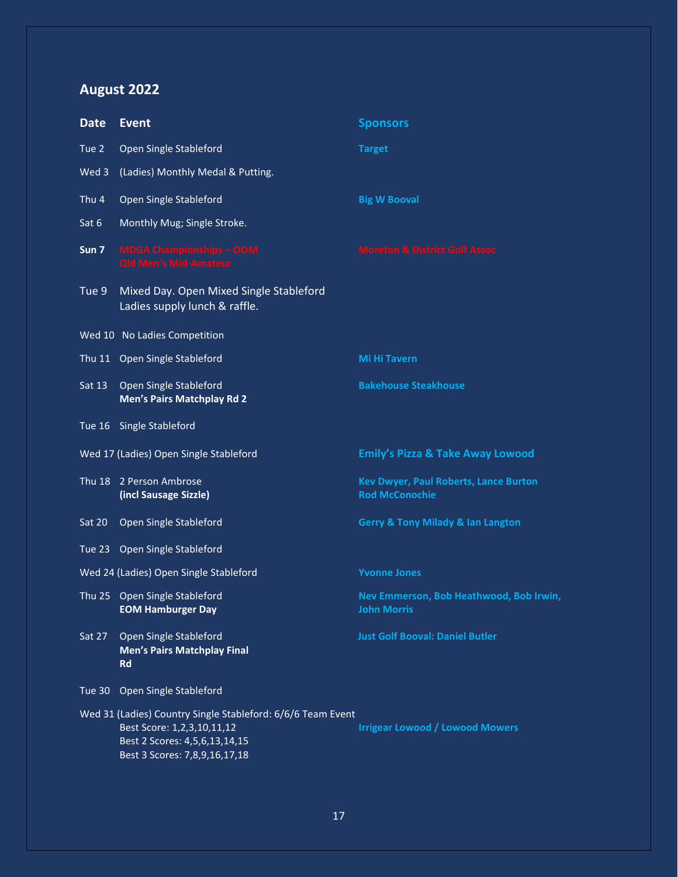## August 2022

| Date | Event | Sponsors |
|---|---|---|
| Tue 2 | Open Single Stableford | Target |
| Wed 3 | (Ladies) Monthly Medal & Putting. | |
| Thu 4 | Open Single Stableford | Big W Booval |
| Sat 6 | Monthly Mug; Single Stroke. | |
| **Sun 7** | MDGA Championships – OOM<br>Qld Men's Mid-Amateur | Moreton & District Golf Assoc |
| Tue 9 | Mixed Day. Open Mixed Single Stableford<br>Ladies supply lunch & raffle. | |
| Wed 10 | No Ladies Competition | |
| Thu 11 | Open Single Stableford | Mi Hi Tavern |
| Sat 13 | Open Single Stableford<br>**Men's Pairs Matchplay Rd 2** | Bakehouse Steakhouse |
| Tue 16 | Single Stableford | |
| Wed 17 | (Ladies) Open Single Stableford | Emily's Pizza & Take Away Lowood |
| Thu 18 | 2 Person Ambrose<br>**(incl Sausage Sizzle)** | Kev Dwyer, Paul Roberts, Lance Burton<br>Rod McConochie |
| Sat 20 | Open Single Stableford | Gerry & Tony Milady & Ian Langton |
| Tue 23 | Open Single Stableford | |
| Wed 24 | (Ladies) Open Single Stableford | Yvonne Jones |
| Thu 25 | Open Single Stableford<br>**EOM Hamburger Day** | Nev Emmerson, Bob Heathwood, Bob Irwin, John Morris |
| Sat 27 | Open Single Stableford<br>**Men's Pairs Matchplay Final Rd** | Just Golf Booval: Daniel Butler |
| Tue 30 | Open Single Stableford | |
| Wed 31 | (Ladies) Country Single Stableford: 6/6/6 Team Event<br>Best Score: 1,2,3,10,11,12<br>Best 2 Scores: 4,5,6,13,14,15<br>Best 3 Scores: 7,8,9,16,17,18 | Irrigear Lowood / Lowood Mowers |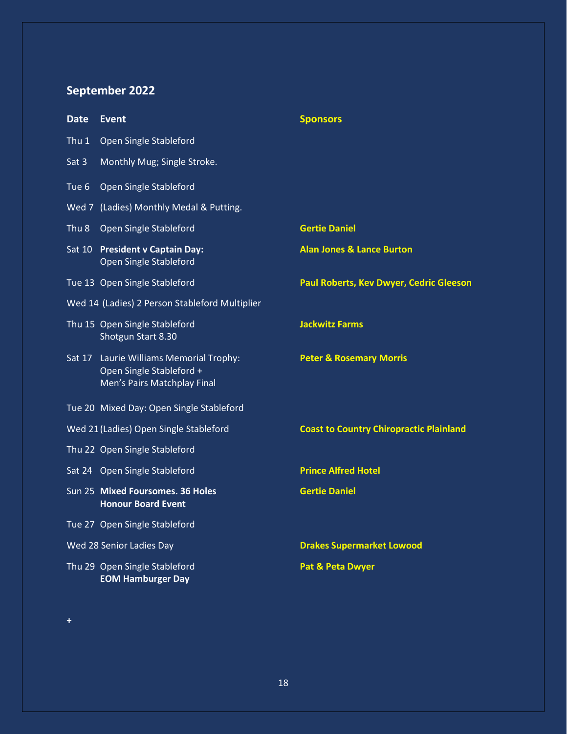## September 2022

| **Date** | **Event** | **Sponsors** |
| --- | --- | --- |
| Thu 1 | Open Single Stableford | |
| Sat 3 | Monthly Mug; Single Stroke. | |
| Tue 6 | Open Single Stableford | |
| Wed 7 | (Ladies) Monthly Medal & Putting. | |
| Thu 8 | Open Single Stableford | **Gertie Daniel** |
| Sat 10 | **President v Captain Day:** Open Single Stableford | **Alan Jones & Lance Burton** |
| Tue 13 | Open Single Stableford | **Paul Roberts, Kev Dwyer, Cedric Gleeson** |
| Wed 14 | (Ladies) 2 Person Stableford Multiplier | |
| Thu 15 | Open Single Stableford Shotgun Start 8.30 | **Jackwitz Farms** |
| Sat 17 | Laurie Williams Memorial Trophy: Open Single Stableford + Men's Pairs Matchplay Final | **Peter & Rosemary Morris** |
| Tue 20 | Mixed Day: Open Single Stableford | |
| Wed 21 | (Ladies) Open Single Stableford | **Coast to Country Chiropractic Plainland** |
| Thu 22 | Open Single Stableford | |
| Sat 24 | Open Single Stableford | **Prince Alfred Hotel** |
| Sun 25 | **Mixed Foursomes. 36 Holes Honour Board Event** | **Gertie Daniel** |
| Tue 27 | Open Single Stableford | |
| Wed 28 | Senior Ladies Day | **Drakes Supermarket Lowood** |
| Thu 29 | Open Single Stableford **EOM Hamburger Day** | **Pat & Peta Dwyer** |

**+**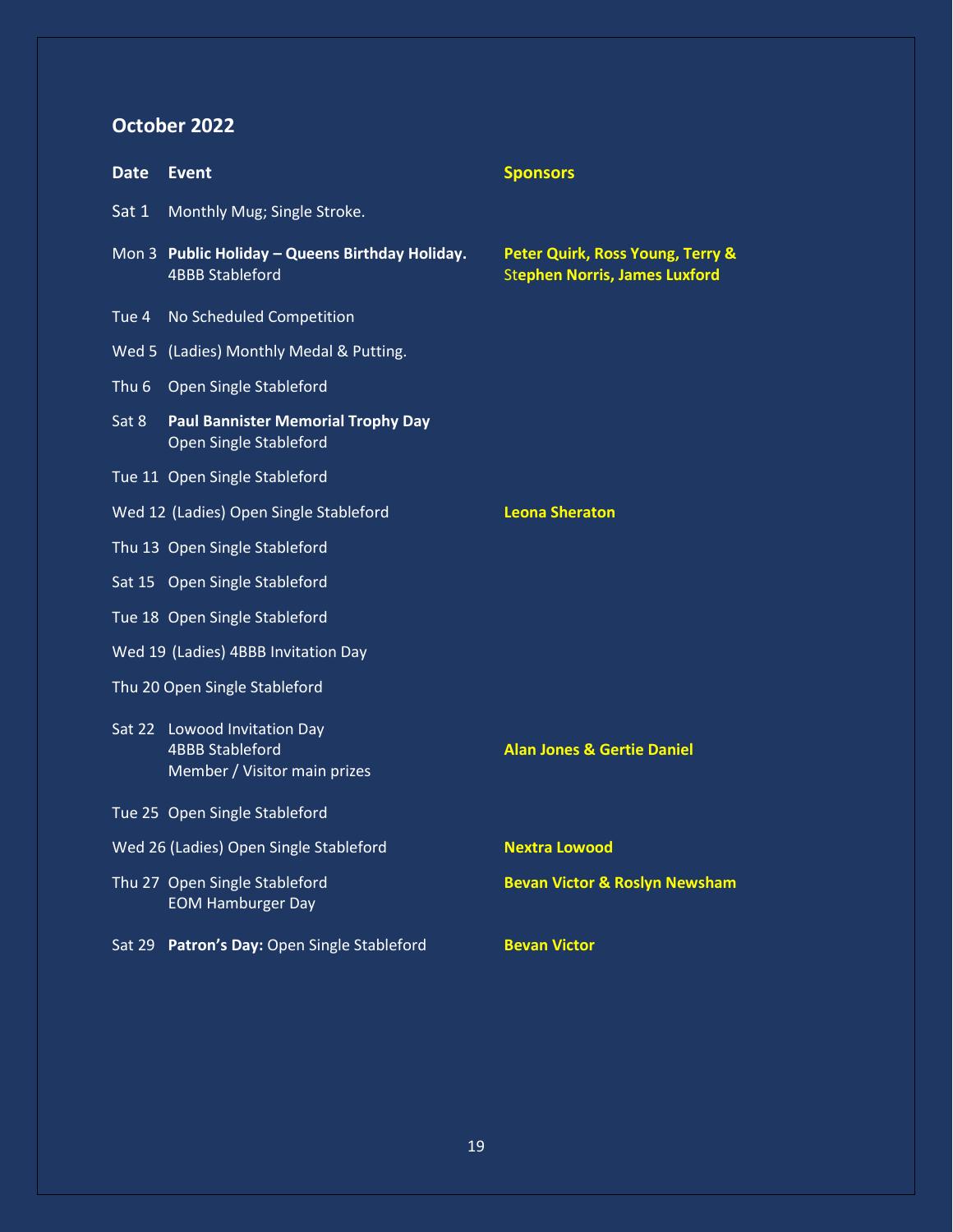## October 2022

| Date | Event | Sponsors |
|---|---|---|
| Sat 1 | Monthly Mug; Single Stroke. | |
| Mon 3 | **Public Holiday – Queens Birthday Holiday.** 4BBB Stableford | **Peter Quirk, Ross Young, Terry & Stephen Norris, James Luxford** |
| Tue 4 | No Scheduled Competition | |
| Wed 5 | (Ladies) Monthly Medal & Putting. | |
| Thu 6 | Open Single Stableford | |
| Sat 8 | **Paul Bannister Memorial Trophy Day** Open Single Stableford | |
| Tue 11 | Open Single Stableford | |
| Wed 12 | (Ladies) Open Single Stableford | **Leona Sheraton** |
| Thu 13 | Open Single Stableford | |
| Sat 15 | Open Single Stableford | |
| Tue 18 | Open Single Stableford | |
| Wed 19 | (Ladies) 4BBB Invitation Day | |
| Thu 20 | Open Single Stableford | |
| Sat 22 | Lowood Invitation Day 4BBB Stableford Member / Visitor main prizes | **Alan Jones & Gertie Daniel** |
| Tue 25 | Open Single Stableford | |
| Wed 26 | (Ladies) Open Single Stableford | **Nextra Lowood** |
| Thu 27 | Open Single Stableford EOM Hamburger Day | **Bevan Victor & Roslyn Newsham** |
| Sat 29 | **Patron's Day:** Open Single Stableford | **Bevan Victor** |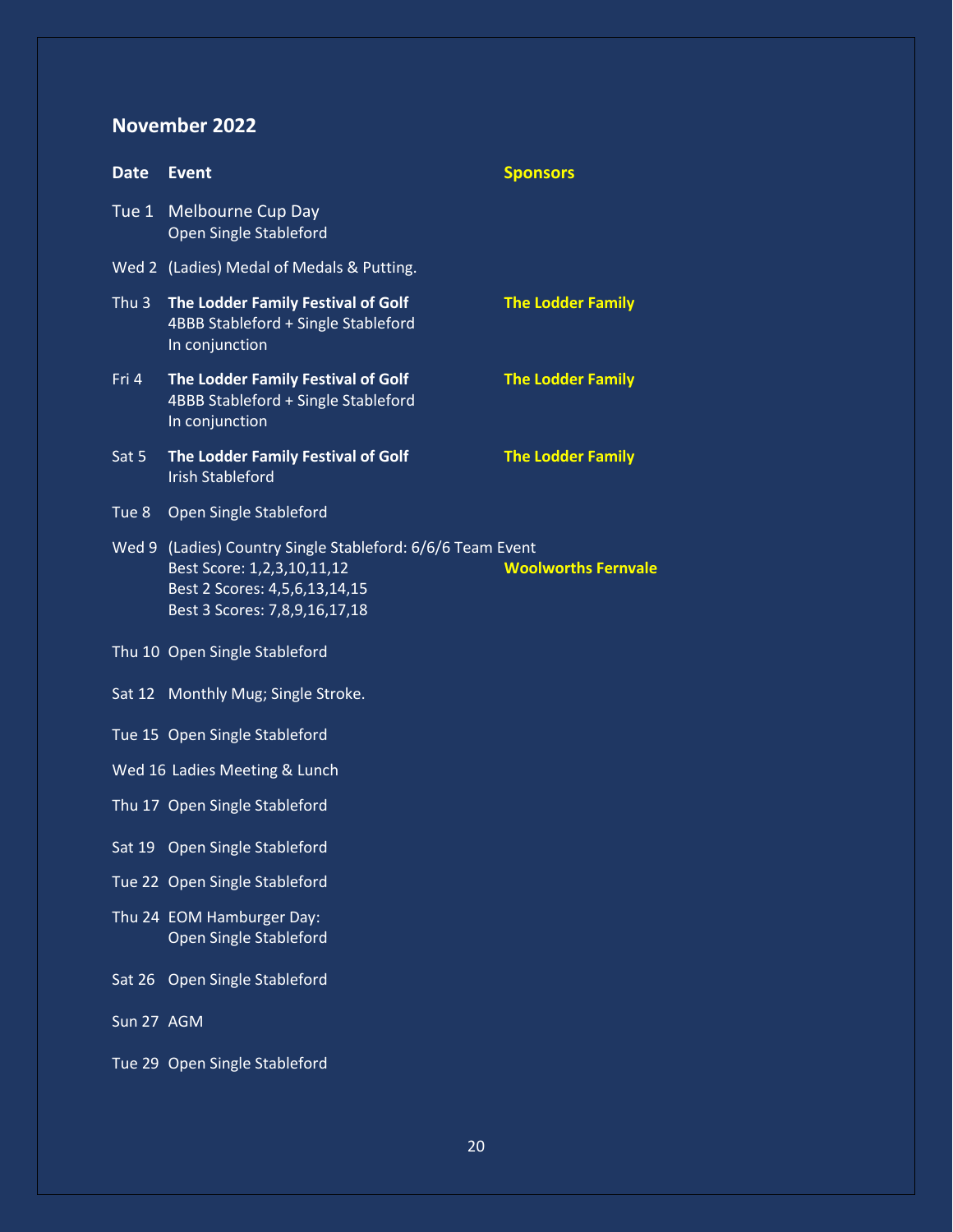## November 2022

| Date | Event | Sponsors |
|---|---|---|
| Tue 1 | Melbourne Cup Day<br>Open Single Stableford | |
| Wed 2 | (Ladies) Medal of Medals & Putting. | |
| Thu 3 | **The Lodder Family Festival of Golf**<br>4BBB Stableford + Single Stableford<br>In conjunction | **The Lodder Family** |
| Fri 4 | **The Lodder Family Festival of Golf**<br>4BBB Stableford + Single Stableford<br>In conjunction | **The Lodder Family** |
| Sat 5 | **The Lodder Family Festival of Golf**<br>Irish Stableford | **The Lodder Family** |
| Tue 8 | Open Single Stableford | |
| Wed 9 | (Ladies) Country Single Stableford: 6/6/6 Team Event<br>Best Score: 1,2,3,10,11,12<br>Best 2 Scores: 4,5,6,13,14,15<br>Best 3 Scores: 7,8,9,16,17,18 | **Woolworths Fernvale** |
| Thu 10 | Open Single Stableford | |
| Sat 12 | Monthly Mug; Single Stroke. | |
| Tue 15 | Open Single Stableford | |
| Wed 16 | Ladies Meeting & Lunch | |
| Thu 17 | Open Single Stableford | |
| Sat 19 | Open Single Stableford | |
| Tue 22 | Open Single Stableford | |
| Thu 24 | EOM Hamburger Day:<br>Open Single Stableford | |
| Sat 26 | Open Single Stableford | |
| Sun 27 | AGM | |
| Tue 29 | Open Single Stableford | |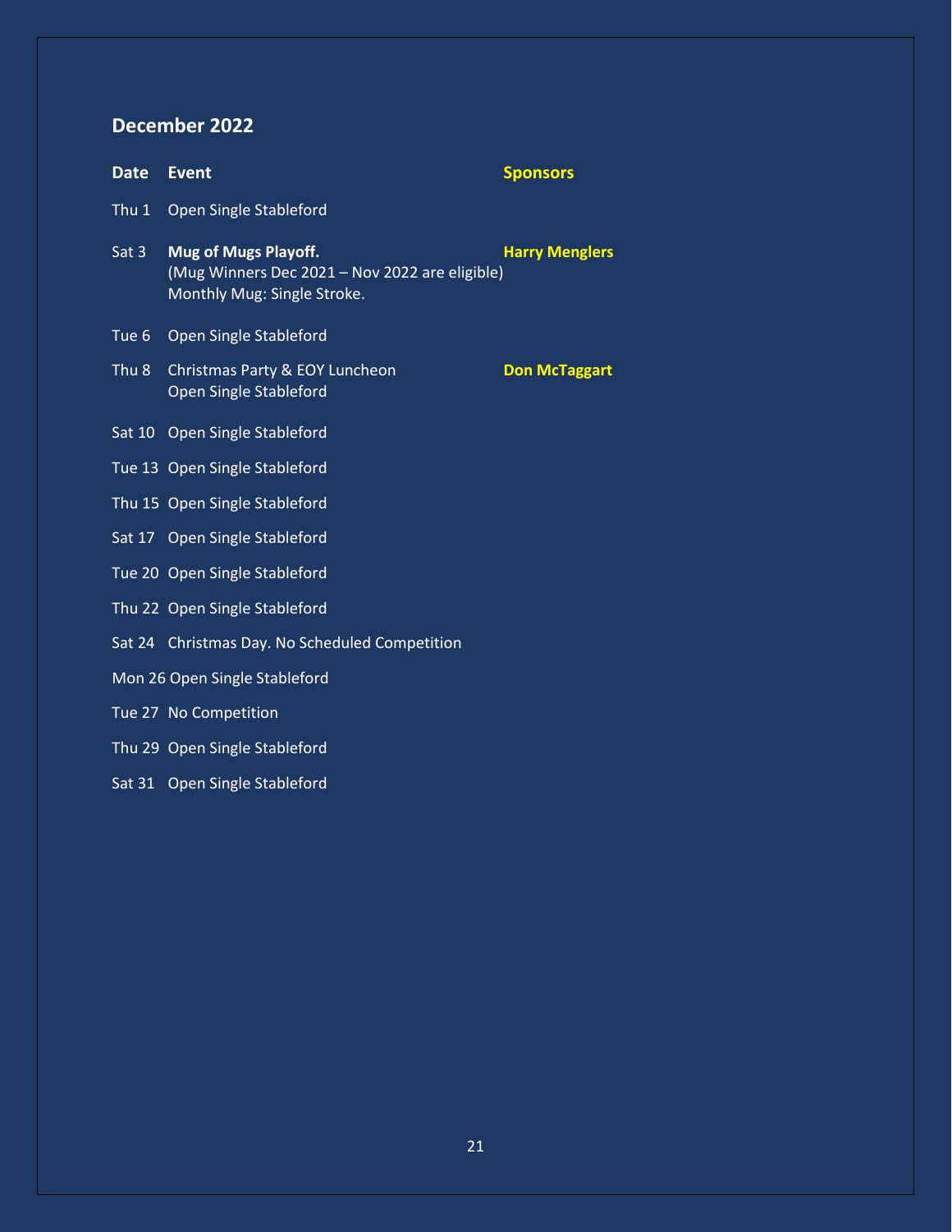## December 2022

| Date | Event | Sponsors |
| --- | --- | --- |
| Thu 1 | Open Single Stableford | |
| Sat 3 | **Mug of Mugs Playoff.** (Mug Winners Dec 2021 – Nov 2022 are eligible) Monthly Mug: Single Stroke. | **Harry Menglers** |
| Tue 6 | Open Single Stableford | |
| Thu 8 | Christmas Party & EOY Luncheon Open Single Stableford | **Don McTaggart** |
| Sat 10 | Open Single Stableford | |
| Tue 13 | Open Single Stableford | |
| Thu 15 | Open Single Stableford | |
| Sat 17 | Open Single Stableford | |
| Tue 20 | Open Single Stableford | |
| Thu 22 | Open Single Stableford | |
| Sat 24 | Christmas Day. No Scheduled Competition | |
| Mon 26 | Open Single Stableford | |
| Tue 27 | No Competition | |
| Thu 29 | Open Single Stableford | |
| Sat 31 | Open Single Stableford | |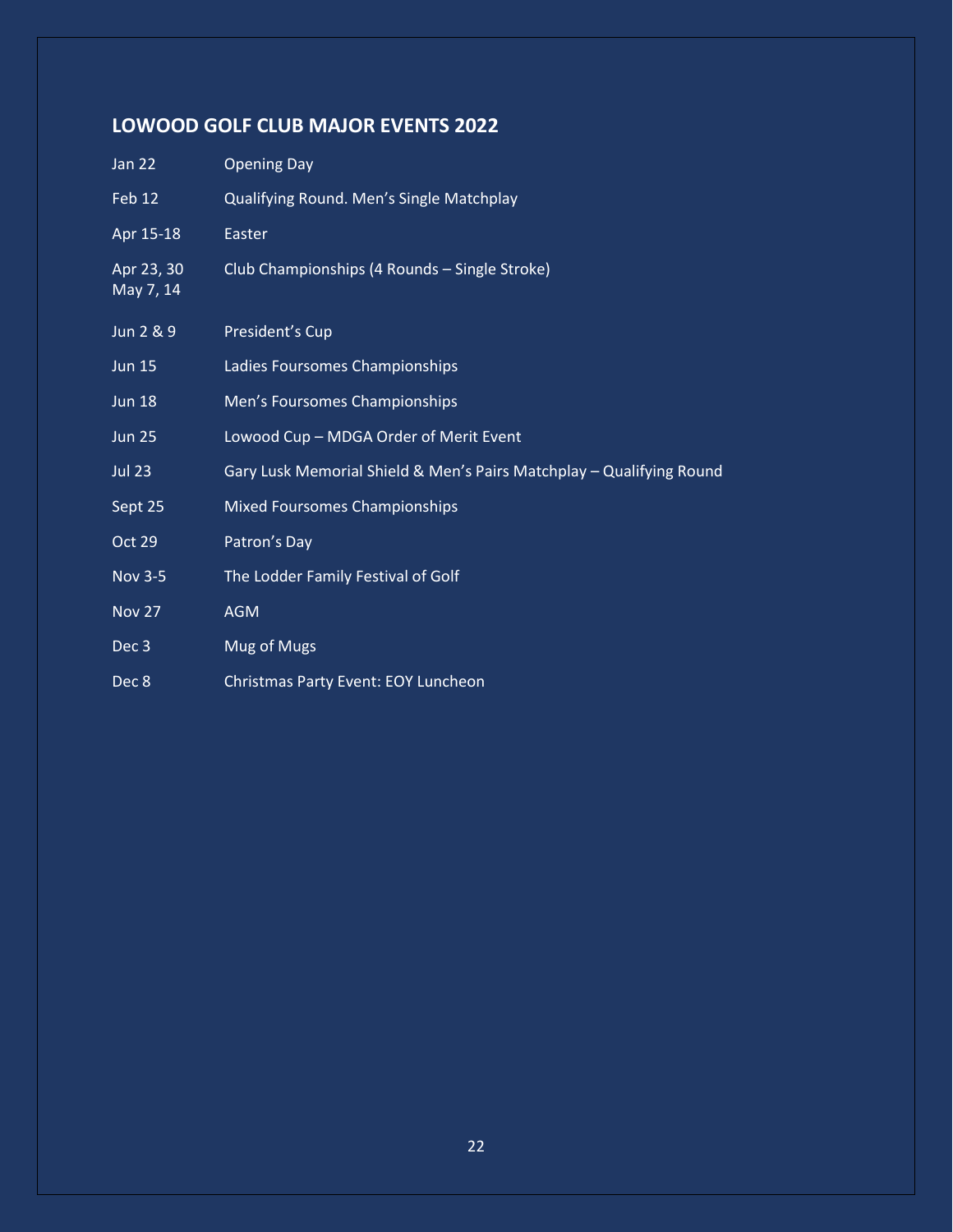## LOWOOD GOLF CLUB MAJOR EVENTS 2022

| | |
|---|---|
| Jan 22 | Opening Day |
| Feb 12 | Qualifying Round. Men's Single Matchplay |
| Apr 15-18 | Easter |
| Apr 23, 30 May 7, 14 | Club Championships (4 Rounds – Single Stroke) |
| Jun 2 & 9 | President's Cup |
| Jun 15 | Ladies Foursomes Championships |
| Jun 18 | Men's Foursomes Championships |
| Jun 25 | Lowood Cup – MDGA Order of Merit Event |
| Jul 23 | Gary Lusk Memorial Shield & Men's Pairs Matchplay – Qualifying Round |
| Sept 25 | Mixed Foursomes Championships |
| Oct 29 | Patron's Day |
| Nov 3-5 | The Lodder Family Festival of Golf |
| Nov 27 | AGM |
| Dec 3 | Mug of Mugs |
| Dec 8 | Christmas Party Event: EOY Luncheon |